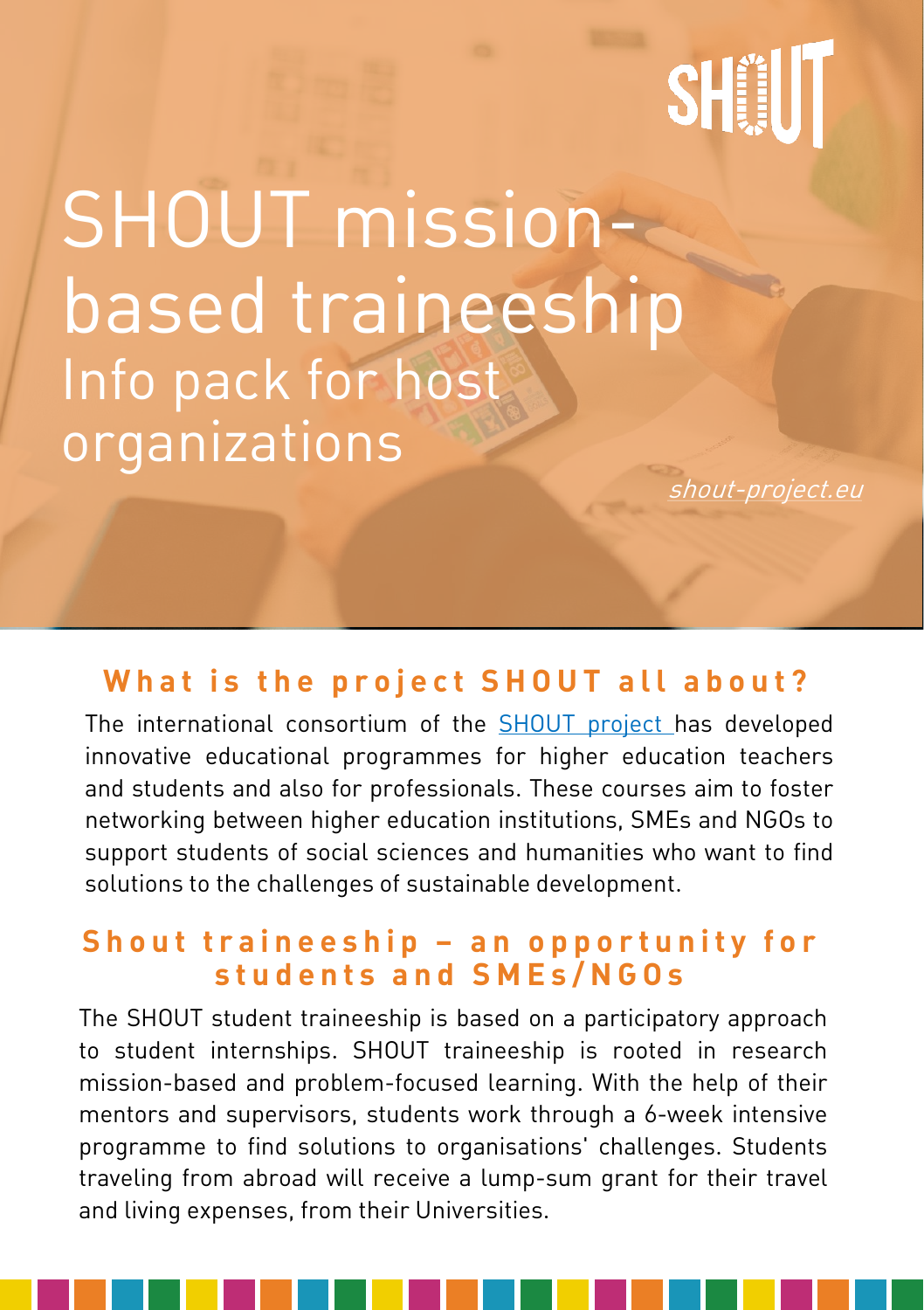# SHOUT mission-based traineeship

## Info pack for host organizations

*shout-project.eu*

## What is the project SHOUT all about?

The international consortium of the SHOUT project has developed innovative educational programmes for higher education teachers and students and also for professionals. These courses aim to foster networking between higher education institutions, SMEs and NGOs to support students of social sciences and humanities who want to find solutions to the challenges of sustainable development.

## Shout traineeship – an opportunity for students and SMEs/NGOs

The SHOUT student traineeship is based on a participatory approach to student internships. SHOUT traineeship is rooted in research mission-based and problem-focused learning. With the help of their mentors and supervisors, students work through a 6-week intensive programme to find solutions to organisations' challenges. Students traveling from abroad will receive a lump-sum grant for their travel and living expenses, from their Universities.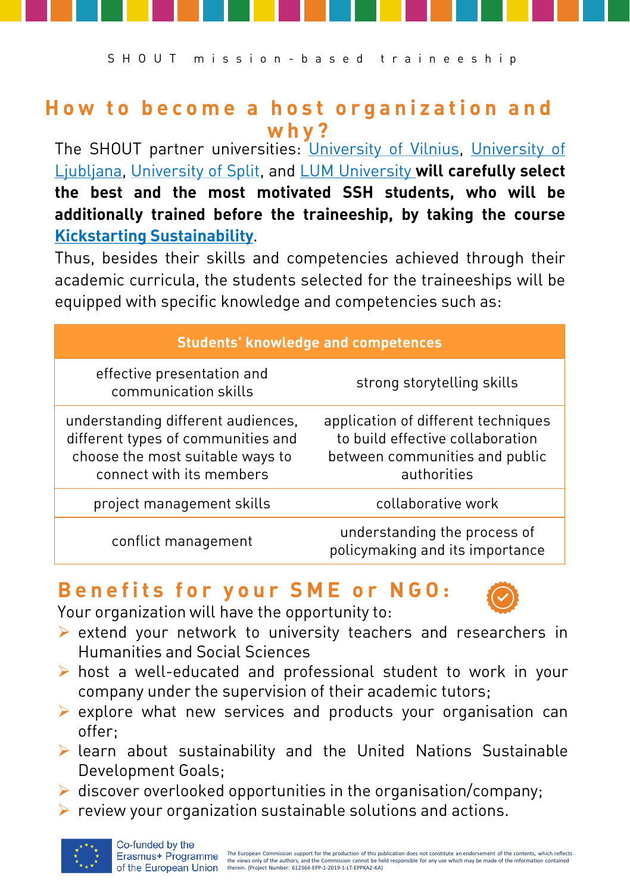SHOUT mission-based traineeship

## How to become a host organization and why?

The SHOUT partner universities: University of Vilnius, University of Ljubljana, University of Split, and LUM University **will carefully select the best and the most motivated SSH students, who will be additionally trained before the traineeship, by taking the course Kickstarting Sustainability**.

Thus, besides their skills and competencies achieved through their academic curricula, the students selected for the traineeships will be equipped with specific knowledge and competencies such as:

| Students' knowledge and competences | |
|---|---|
| effective presentation and communication skills | strong storytelling skills |
| understanding different audiences, different types of communities and choose the most suitable ways to connect with its members | application of different techniques to build effective collaboration between communities and public authorities |
| project management skills | collaborative work |
| conflict management | understanding the process of policymaking and its importance |

## Benefits for your SME or NGO:

Your organization will have the opportunity to:

- extend your network to university teachers and researchers in Humanities and Social Sciences
- host a well-educated and professional student to work in your company under the supervision of their academic tutors;
- explore what new services and products your organisation can offer;
- learn about sustainability and the United Nations Sustainable Development Goals;
- discover overlooked opportunities in the organisation/company;
- review your organization sustainable solutions and actions.

Co-funded by the Erasmus+ Programme of the European Union

The European Commission support for the production of this publication does not constitute an endorsement of the contents, which reflects the views only of the authors, and the Commission cannot be held responsible for any use which may be made of the information contained therein. (Project Number: 612364-EPP-1-2019-1-LT-EPPKA2-KA)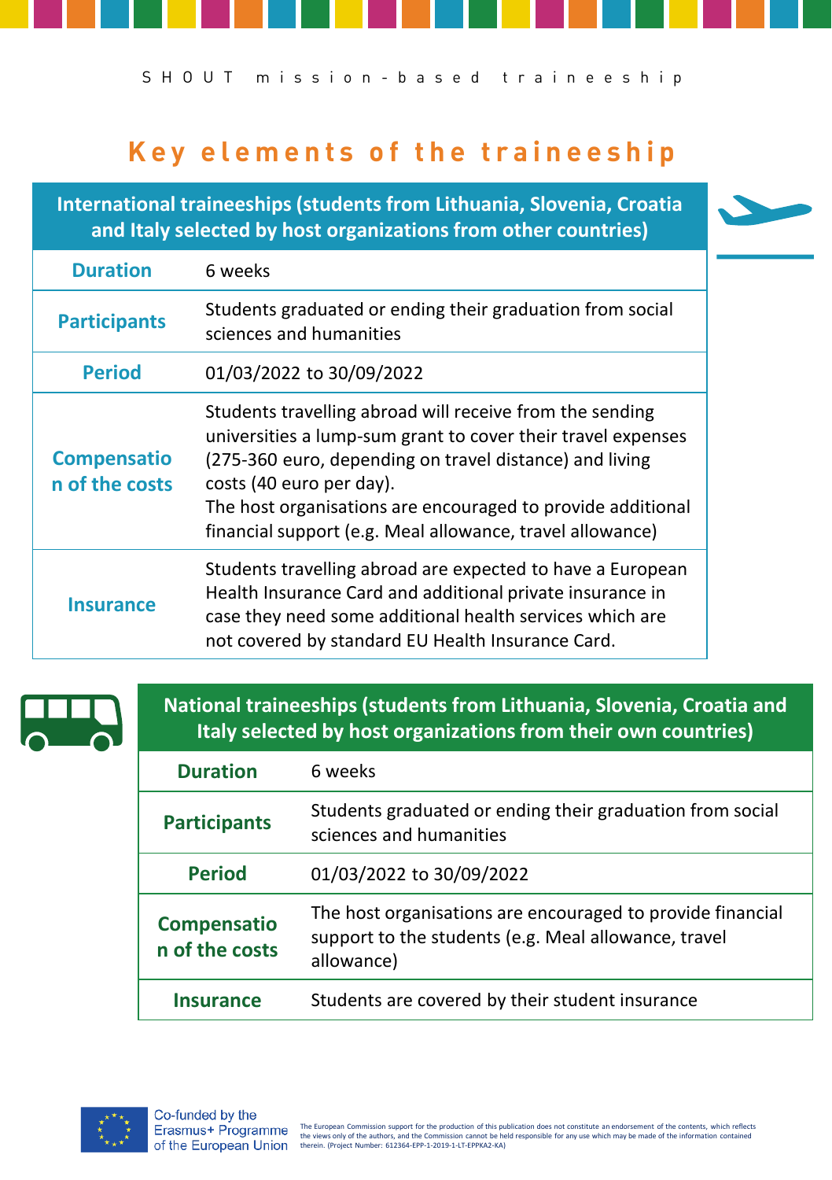SHOUT mission-based traineeship

# Key elements of the traineeship

| International traineeships (students from Lithuania, Slovenia, Croatia and Italy selected by host organizations from other countries) | |
|---|---|
| **Duration** | 6 weeks |
| **Participants** | Students graduated or ending their graduation from social sciences and humanities |
| **Period** | 01/03/2022 to 30/09/2022 |
| **Compensation of the costs** | Students travelling abroad will receive from the sending universities a lump-sum grant to cover their travel expenses (275-360 euro, depending on travel distance) and living costs (40 euro per day).<br>The host organisations are encouraged to provide additional financial support (e.g. Meal allowance, travel allowance) |
| **Insurance** | Students travelling abroad are expected to have a European Health Insurance Card and additional private insurance in case they need some additional health services which are not covered by standard EU Health Insurance Card. |

| National traineeships (students from Lithuania, Slovenia, Croatia and Italy selected by host organizations from their own countries) | |
|---|---|
| **Duration** | 6 weeks |
| **Participants** | Students graduated or ending their graduation from social sciences and humanities |
| **Period** | 01/03/2022 to 30/09/2022 |
| **Compensation of the costs** | The host organisations are encouraged to provide financial support to the students (e.g. Meal allowance, travel allowance) |
| **Insurance** | Students are covered by their student insurance |

Co-funded by the Erasmus+ Programme of the European Union

The European Commission support for the production of this publication does not constitute an endorsement of the contents, which reflects the views only of the authors, and the Commission cannot be held responsible for any use which may be made of the information contained therein. (Project Number: 612364-EPP-1-2019-1-LT-EPPKA2-KA)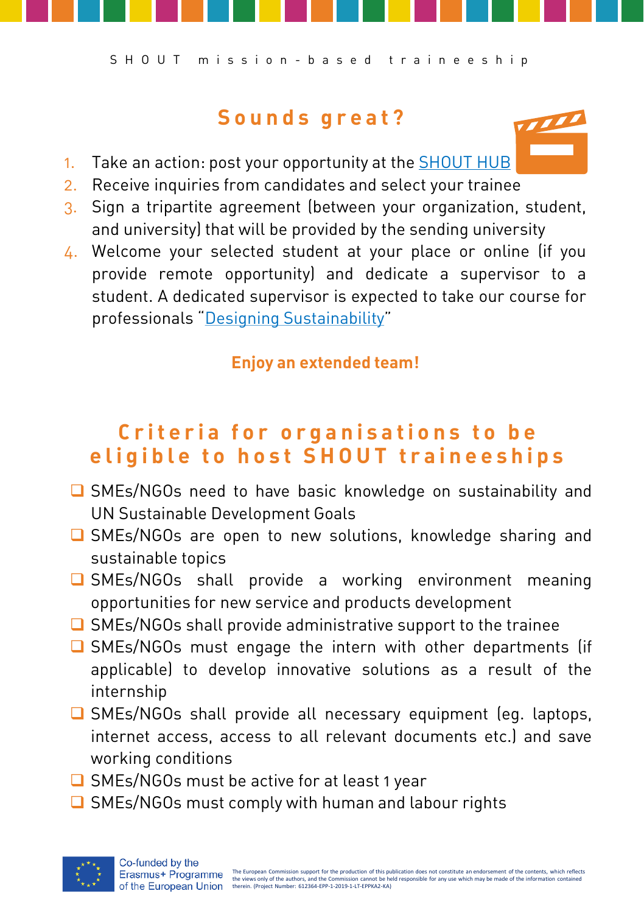## Sounds great?

1. Take an action: post your opportunity at the SHOUT HUB
2. Receive inquiries from candidates and select your trainee
3. Sign a tripartite agreement (between your organization, student, and university) that will be provided by the sending university
4. Welcome your selected student at your place or online (if you provide remote opportunity) and dedicate a supervisor to a student. A dedicated supervisor is expected to take our course for professionals "Designing Sustainability"

**Enjoy an extended team!**

## Criteria for organisations to be eligible to host SHOUT traineeships

- SMEs/NGOs need to have basic knowledge on sustainability and UN Sustainable Development Goals
- SMEs/NGOs are open to new solutions, knowledge sharing and sustainable topics
- SMEs/NGOs shall provide a working environment meaning opportunities for new service and products development
- SMEs/NGOs shall provide administrative support to the trainee
- SMEs/NGOs must engage the intern with other departments (if applicable) to develop innovative solutions as a result of the internship
- SMEs/NGOs shall provide all necessary equipment (eg. laptops, internet access, access to all relevant documents etc.) and save working conditions
- SMEs/NGOs must be active for at least 1 year
- SMEs/NGOs must comply with human and labour rights

Co-funded by the Erasmus+ Programme of the European Union

The European Commission support for the production of this publication does not constitute an endorsement of the contents, which reflects the views only of the authors, and the Commission cannot be held responsible for any use which may be made of the information contained therein. (Project Number: 612364-EPP-1-2019-1-LT-EPPKA2-KA)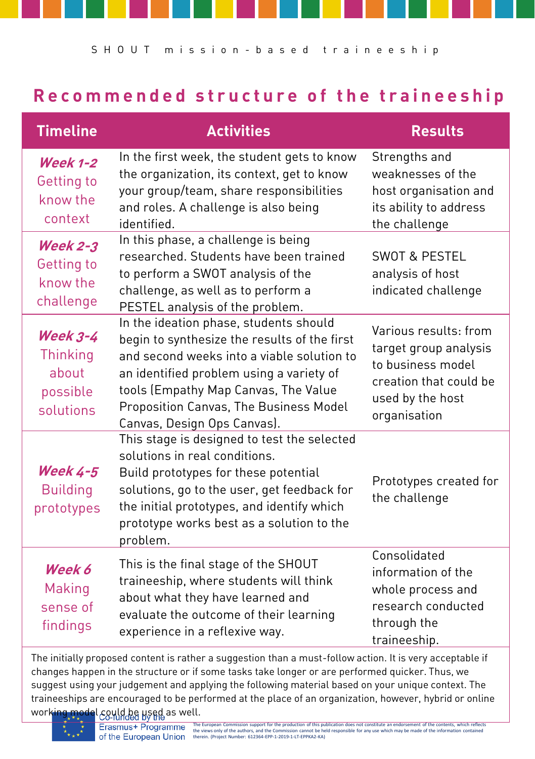S H O U T   m i s s i o n - b a s e d   t r a i n e e s h i p

## Recommended structure of the traineeship

| Timeline | Activities | Results |
|---|---|---|
| ***Week 1-2*** Getting to know the context | In the first week, the student gets to know the organization, its context, get to know your group/team, share responsibilities and roles. A challenge is also being identified. | Strengths and weaknesses of the host organisation and its ability to address the challenge |
| ***Week 2-3*** Getting to know the challenge | In this phase, a challenge is being researched. Students have been trained to perform a SWOT analysis of the challenge, as well as to perform a PESTEL analysis of the problem. | SWOT & PESTEL analysis of host indicated challenge |
| ***Week 3-4*** Thinking about possible solutions | In the ideation phase, students should begin to synthesize the results of the first and second weeks into a viable solution to an identified problem using a variety of tools (Empathy Map Canvas, The Value Proposition Canvas, The Business Model Canvas, Design Ops Canvas). | Various results: from target group analysis to business model creation that could be used by the host organisation |
| ***Week 4-5*** Building prototypes | This stage is designed to test the selected solutions in real conditions. Build prototypes for these potential solutions, go to the user, get feedback for the initial prototypes, and identify which prototype works best as a solution to the problem. | Prototypes created for the challenge |
| ***Week 6*** Making sense of findings | This is the final stage of the SHOUT traineeship, where students will think about what they have learned and evaluate the outcome of their learning experience in a reflexive way. | Consolidated information of the whole process and research conducted through the traineeship. |

The initially proposed content is rather a suggestion than a must-follow action. It is very acceptable if changes happen in the structure or if some tasks take longer or are performed quicker. Thus, we suggest using your judgement and applying the following material based on your unique context. The traineeships are encouraged to be performed at the place of an organization, however, hybrid or online working model could be used as well.

Co-funded by the Erasmus+ Programme of the European Union

The European Commission support for the production of this publication does not constitute an endorsement of the contents, which reflects the views only of the authors, and the Commission cannot be held responsible for any use which may be made of the information contained therein. (Project Number: 612364-EPP-1-2019-1-LT-EPPKA2-KA)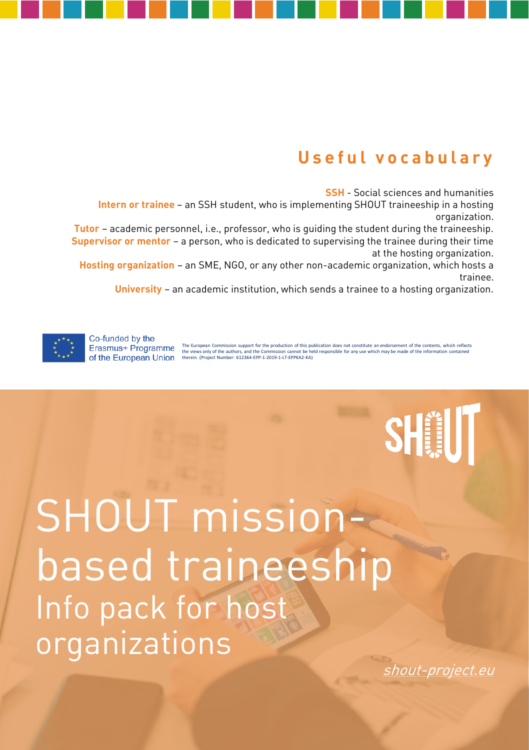## Useful vocabulary

**SSH** - Social sciences and humanities

**Intern or trainee** – an SSH student, who is implementing SHOUT traineeship in a hosting organization.

**Tutor** – academic personnel, i.e., professor, who is guiding the student during the traineeship.

**Supervisor or mentor** – a person, who is dedicated to supervising the trainee during their time at the hosting organization.

**Hosting organization** – an SME, NGO, or any other non-academic organization, which hosts a trainee.

**University** – an academic institution, which sends a trainee to a hosting organization.

Co-funded by the Erasmus+ Programme of the European Union

The European Commission support for the production of this publication does not constitute an endorsement of the contents, which reflects the views only of the authors, and the Commission cannot be held responsible for any use which may be made of the information contained therein. (Project Number: 612364-EPP-1-2019-1-LT-EPPKA2-KA)

SHOUT

# SHOUT mission-based traineeship

Info pack for host organizations

*shout-project.eu*